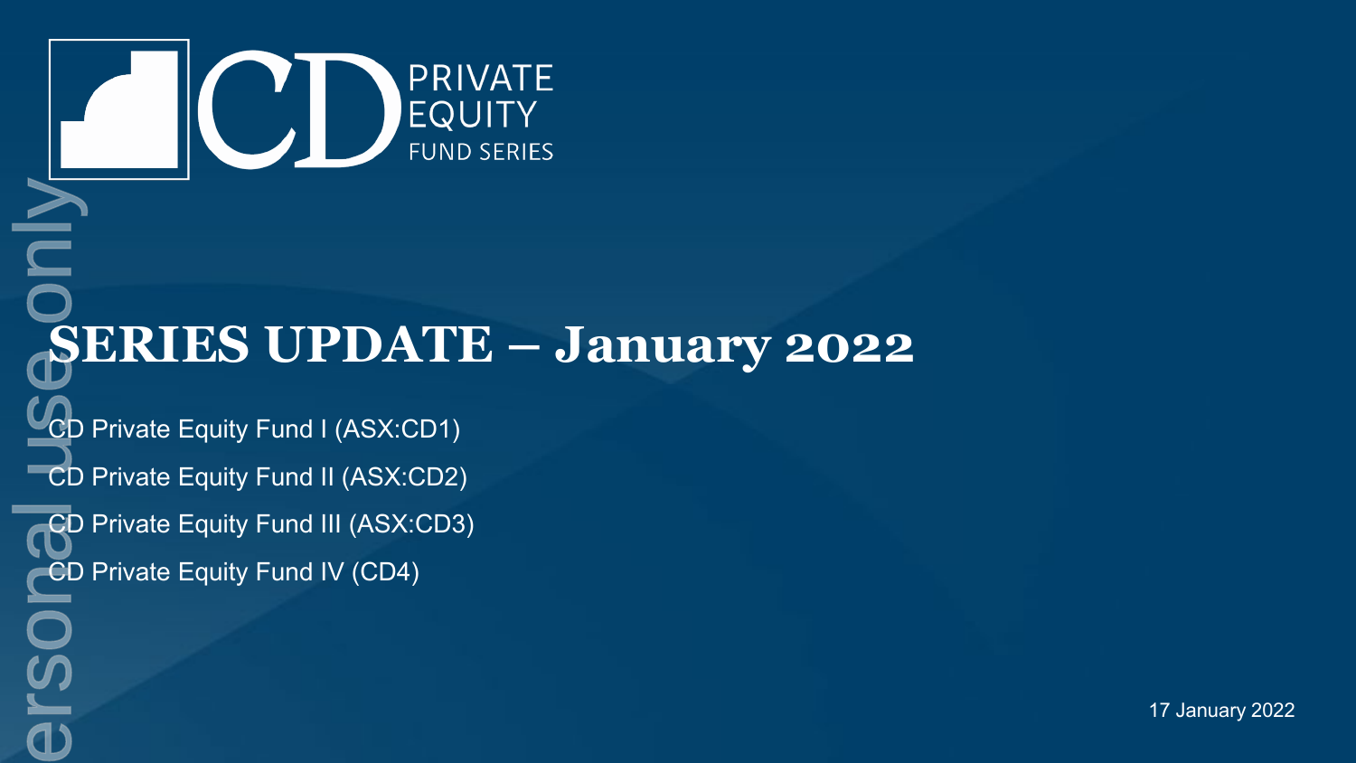CD PRIVATE EQUITY FUND SERIES

# SERIES UPDATE – January 2022

CD Private Equity Fund I (ASX:CD1)

CD Private Equity Fund II (ASX:CD2)

CD Private Equity Fund III (ASX:CD3)

CD Private Equity Fund IV (CD4)

17 January 2022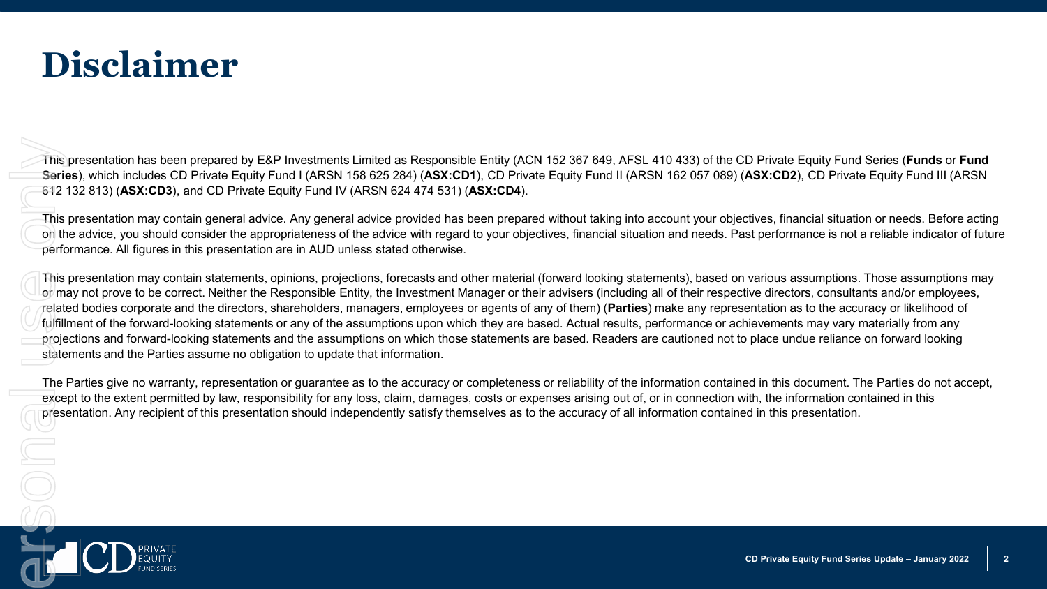# Disclaimer

This presentation has been prepared by E&P Investments Limited as Responsible Entity (ACN 152 367 649, AFSL 410 433) of the CD Private Equity Fund Series (**Funds** or **Fund Series**), which includes CD Private Equity Fund I (ARSN 158 625 284) (**ASX:CD1**), CD Private Equity Fund II (ARSN 162 057 089) (**ASX:CD2**), CD Private Equity Fund III (ARSN 612 132 813) (**ASX:CD3**), and CD Private Equity Fund IV (ARSN 624 474 531) (**ASX:CD4**).

This presentation may contain general advice. Any general advice provided has been prepared without taking into account your objectives, financial situation or needs. Before acting on the advice, you should consider the appropriateness of the advice with regard to your objectives, financial situation and needs. Past performance is not a reliable indicator of future performance. All figures in this presentation are in AUD unless stated otherwise.

This presentation may contain statements, opinions, projections, forecasts and other material (forward looking statements), based on various assumptions. Those assumptions may or may not prove to be correct. Neither the Responsible Entity, the Investment Manager or their advisers (including all of their respective directors, consultants and/or employees, related bodies corporate and the directors, shareholders, managers, employees or agents of any of them) (**Parties**) make any representation as to the accuracy or likelihood of fulfillment of the forward-looking statements or any of the assumptions upon which they are based. Actual results, performance or achievements may vary materially from any projections and forward-looking statements and the assumptions on which those statements are based. Readers are cautioned not to place undue reliance on forward looking statements and the Parties assume no obligation to update that information.

The Parties give no warranty, representation or guarantee as to the accuracy or completeness or reliability of the information contained in this document. The Parties do not accept, except to the extent permitted by law, responsibility for any loss, claim, damages, costs or expenses arising out of, or in connection with, the information contained in this presentation. Any recipient of this presentation should independently satisfy themselves as to the accuracy of all information contained in this presentation.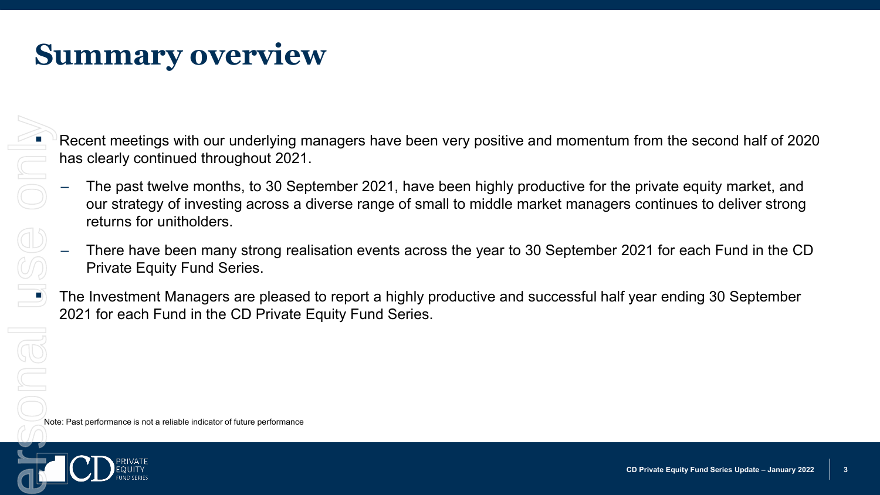# Summary overview

- Recent meetings with our underlying managers have been very positive and momentum from the second half of 2020 has clearly continued throughout 2021.
  - The past twelve months, to 30 September 2021, have been highly productive for the private equity market, and our strategy of investing across a diverse range of small to middle market managers continues to deliver strong returns for unitholders.
  - There have been many strong realisation events across the year to 30 September 2021 for each Fund in the CD Private Equity Fund Series.
- The Investment Managers are pleased to report a highly productive and successful half year ending 30 September 2021 for each Fund in the CD Private Equity Fund Series.

Note: Past performance is not a reliable indicator of future performance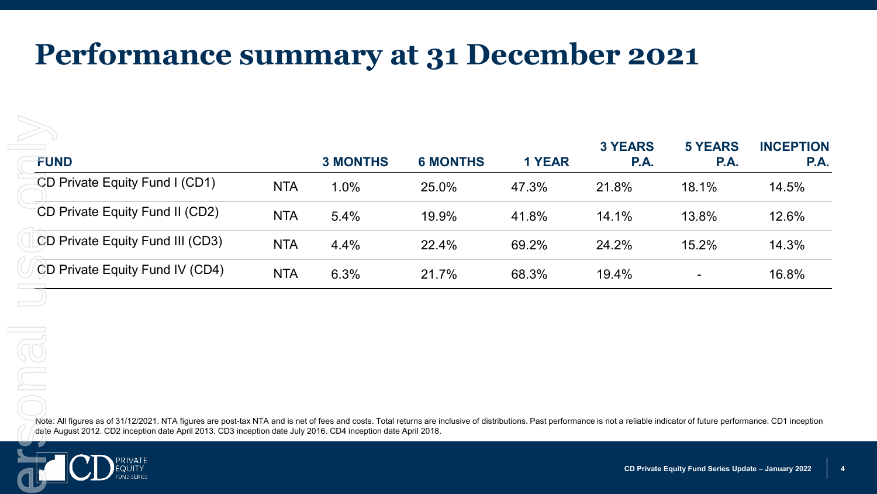# Performance summary at 31 December 2021

| FUND | | 3 MONTHS | 6 MONTHS | 1 YEAR | 3 YEARS P.A. | 5 YEARS P.A. | INCEPTION P.A. |
|---|---|---|---|---|---|---|---|
| CD Private Equity Fund I (CD1) | NTA | 1.0% | 25.0% | 47.3% | 21.8% | 18.1% | 14.5% |
| CD Private Equity Fund II (CD2) | NTA | 5.4% | 19.9% | 41.8% | 14.1% | 13.8% | 12.6% |
| CD Private Equity Fund III (CD3) | NTA | 4.4% | 22.4% | 69.2% | 24.2% | 15.2% | 14.3% |
| CD Private Equity Fund IV (CD4) | NTA | 6.3% | 21.7% | 68.3% | 19.4% | - | 16.8% |

Note: All figures as of 31/12/2021. NTA figures are post-tax NTA and is net of fees and costs. Total returns are inclusive of distributions. Past performance is not a reliable indicator of future performance. CD1 inception date August 2012. CD2 inception date April 2013. CD3 inception date July 2016. CD4 inception date April 2018.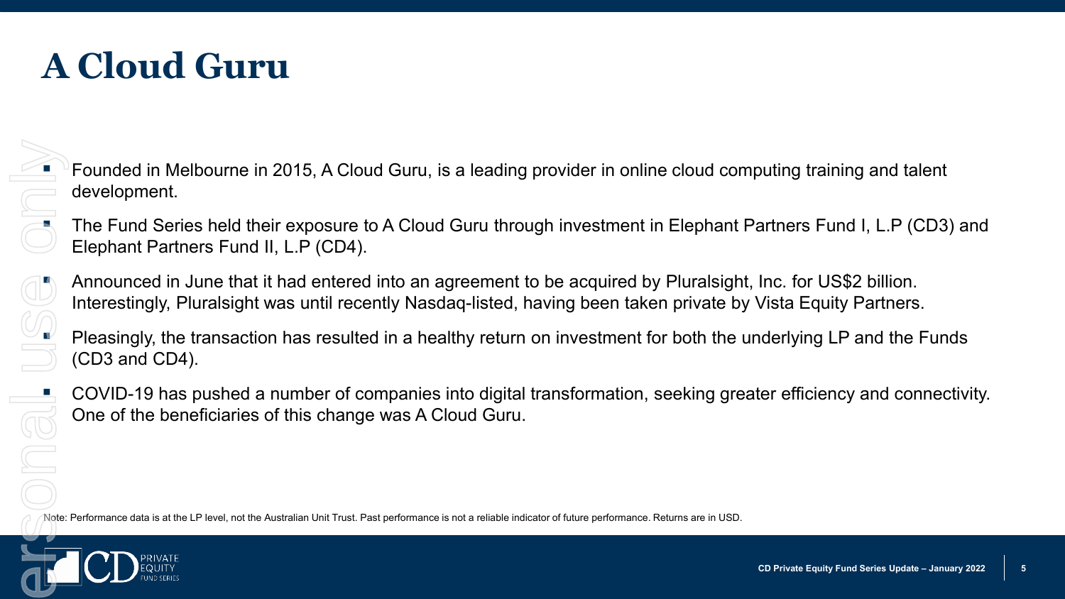# A Cloud Guru

- Founded in Melbourne in 2015, A Cloud Guru, is a leading provider in online cloud computing training and talent development.
- The Fund Series held their exposure to A Cloud Guru through investment in Elephant Partners Fund I, L.P (CD3) and Elephant Partners Fund II, L.P (CD4).
- Announced in June that it had entered into an agreement to be acquired by Pluralsight, Inc. for US$2 billion. Interestingly, Pluralsight was until recently Nasdaq-listed, having been taken private by Vista Equity Partners.
- Pleasingly, the transaction has resulted in a healthy return on investment for both the underlying LP and the Funds (CD3 and CD4).
- COVID-19 has pushed a number of companies into digital transformation, seeking greater efficiency and connectivity. One of the beneficiaries of this change was A Cloud Guru.

Note: Performance data is at the LP level, not the Australian Unit Trust. Past performance is not a reliable indicator of future performance. Returns are in USD.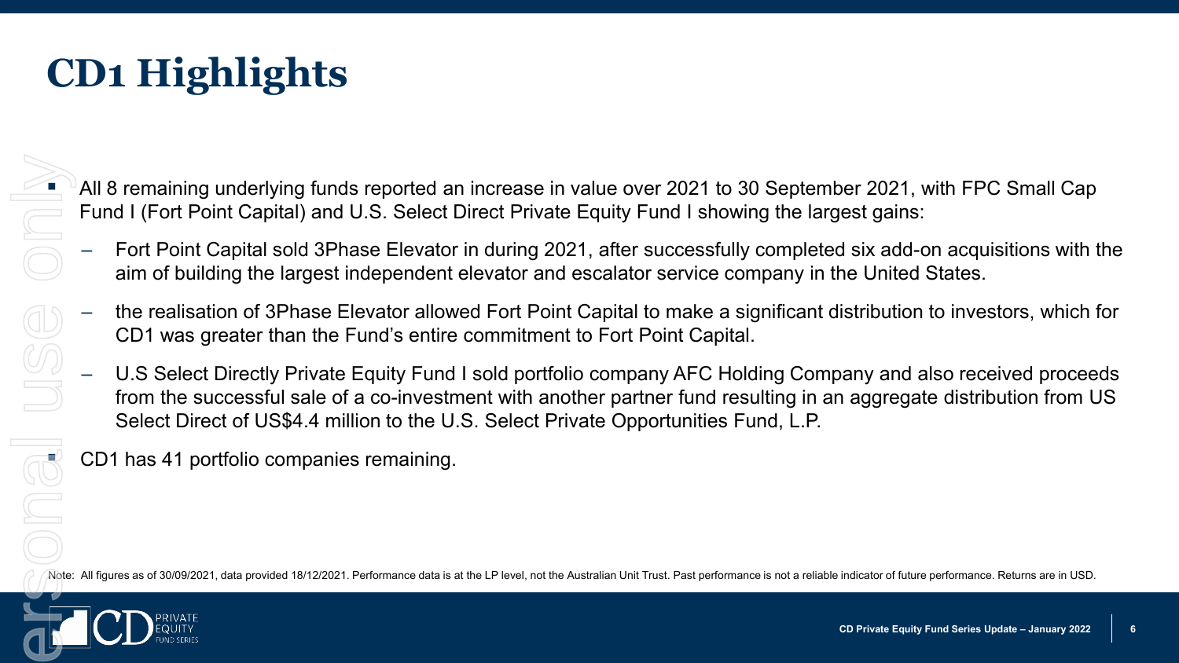# CD1 Highlights

- All 8 remaining underlying funds reported an increase in value over 2021 to 30 September 2021, with FPC Small Cap Fund I (Fort Point Capital) and U.S. Select Direct Private Equity Fund I showing the largest gains:
  - Fort Point Capital sold 3Phase Elevator in during 2021, after successfully completed six add-on acquisitions with the aim of building the largest independent elevator and escalator service company in the United States.
  - the realisation of 3Phase Elevator allowed Fort Point Capital to make a significant distribution to investors, which for CD1 was greater than the Fund's entire commitment to Fort Point Capital.
  - U.S Select Directly Private Equity Fund I sold portfolio company AFC Holding Company and also received proceeds from the successful sale of a co-investment with another partner fund resulting in an aggregate distribution from US Select Direct of US$4.4 million to the U.S. Select Private Opportunities Fund, L.P.
- CD1 has 41 portfolio companies remaining.

Note: All figures as of 30/09/2021, data provided 18/12/2021. Performance data is at the LP level, not the Australian Unit Trust. Past performance is not a reliable indicator of future performance. Returns are in USD.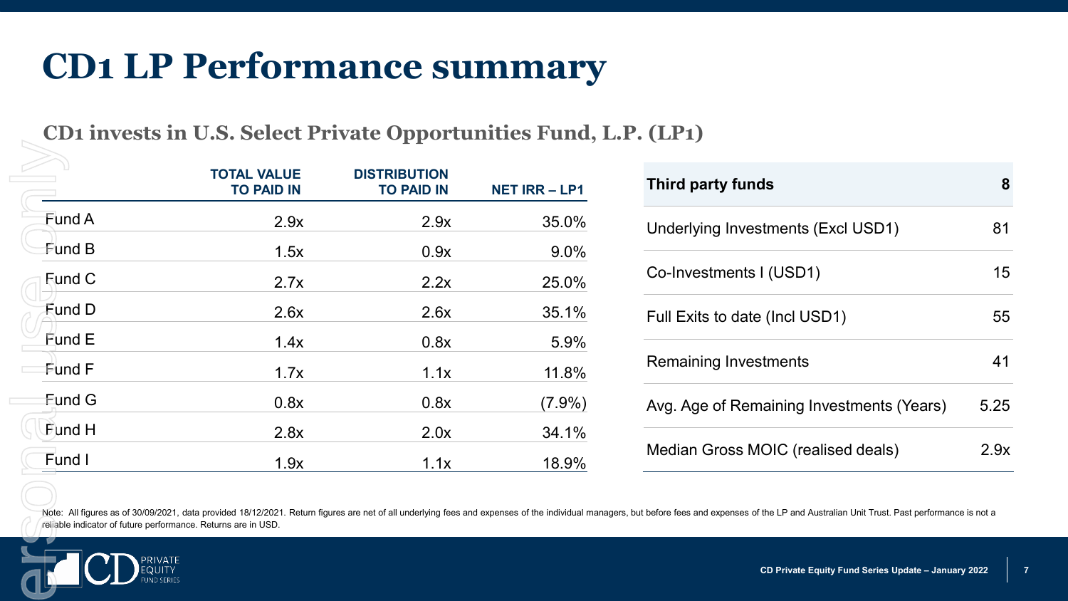# CD1 LP Performance summary

## CD1 invests in U.S. Select Private Opportunities Fund, L.P. (LP1)

| | TOTAL VALUE TO PAID IN | DISTRIBUTION TO PAID IN | NET IRR – LP1 |
|---|---|---|---|
| Fund A | 2.9x | 2.9x | 35.0% |
| Fund B | 1.5x | 0.9x | 9.0% |
| Fund C | 2.7x | 2.2x | 25.0% |
| Fund D | 2.6x | 2.6x | 35.1% |
| Fund E | 1.4x | 0.8x | 5.9% |
| Fund F | 1.7x | 1.1x | 11.8% |
| Fund G | 0.8x | 0.8x | (7.9%) |
| Fund H | 2.8x | 2.0x | 34.1% |
| Fund I | 1.9x | 1.1x | 18.9% |

| Third party funds | 8 |
|---|---|
| Underlying Investments (Excl USD1) | 81 |
| Co-Investments I (USD1) | 15 |
| Full Exits to date (Incl USD1) | 55 |
| Remaining Investments | 41 |
| Avg. Age of Remaining Investments (Years) | 5.25 |
| Median Gross MOIC (realised deals) | 2.9x |

Note: All figures as of 30/09/2021, data provided 18/12/2021. Return figures are net of all underlying fees and expenses of the individual managers, but before fees and expenses of the LP and Australian Unit Trust. Past performance is not a reliable indicator of future performance. Returns are in USD.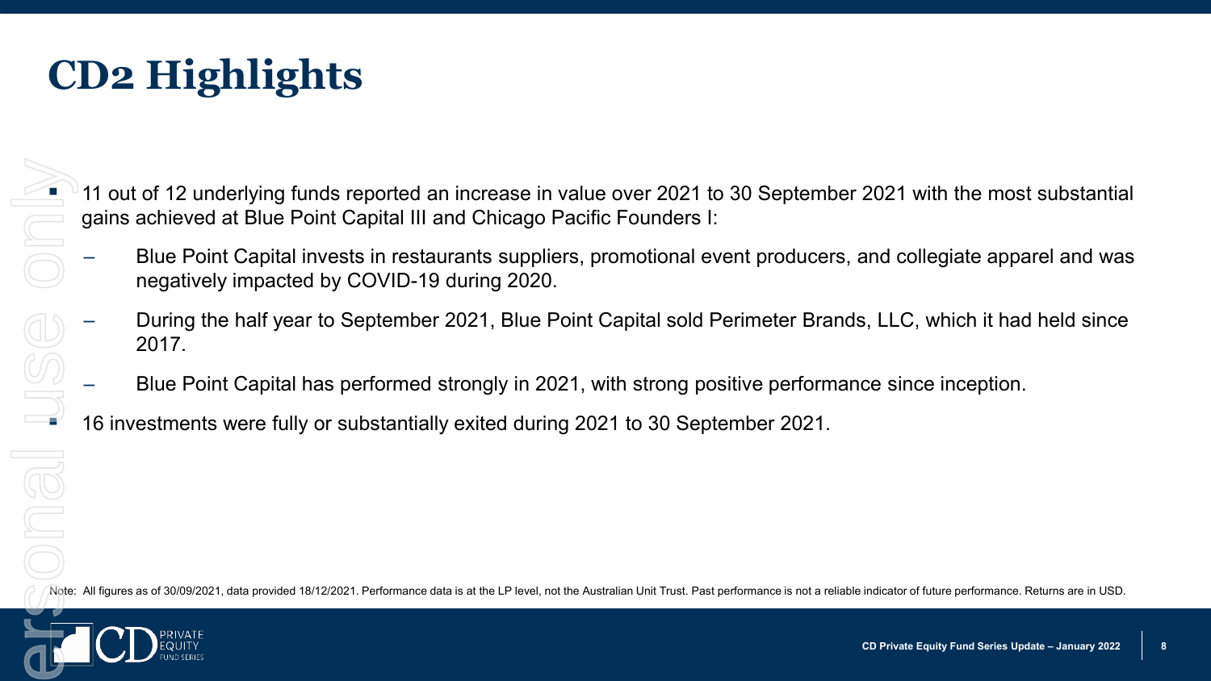# CD2 Highlights

- 11 out of 12 underlying funds reported an increase in value over 2021 to 30 September 2021 with the most substantial gains achieved at Blue Point Capital III and Chicago Pacific Founders I:
  - Blue Point Capital invests in restaurants suppliers, promotional event producers, and collegiate apparel and was negatively impacted by COVID-19 during 2020.
  - During the half year to September 2021, Blue Point Capital sold Perimeter Brands, LLC, which it had held since 2017.
  - Blue Point Capital has performed strongly in 2021, with strong positive performance since inception.
- 16 investments were fully or substantially exited during 2021 to 30 September 2021.

Note: All figures as of 30/09/2021, data provided 18/12/2021. Performance data is at the LP level, not the Australian Unit Trust. Past performance is not a reliable indicator of future performance. Returns are in USD.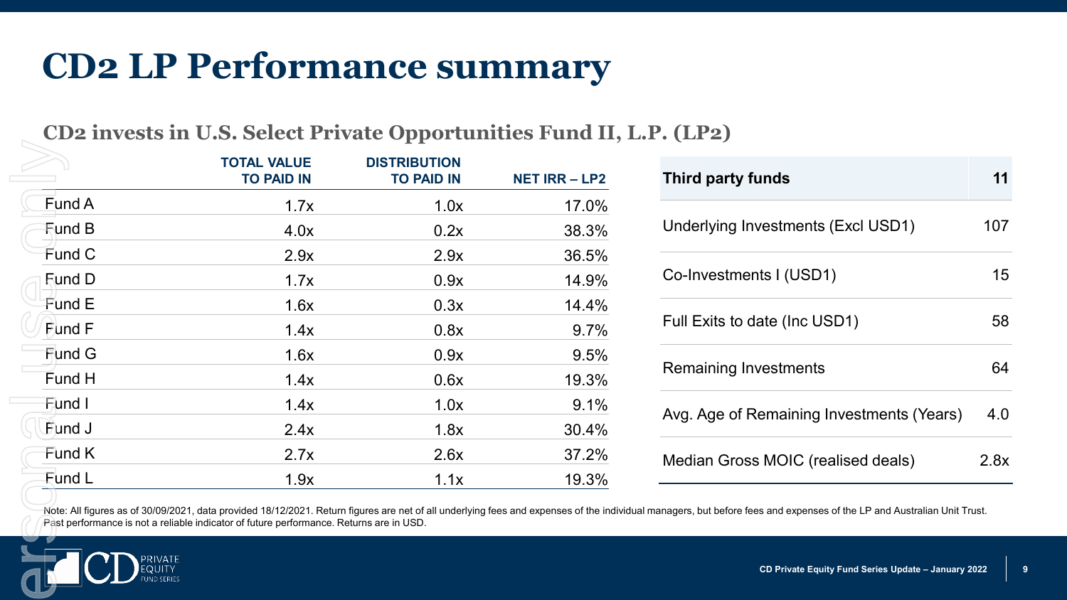# CD2 LP Performance summary

## CD2 invests in U.S. Select Private Opportunities Fund II, L.P. (LP2)

| | TOTAL VALUE TO PAID IN | DISTRIBUTION TO PAID IN | NET IRR – LP2 |
|---|---|---|---|
| Fund A | 1.7x | 1.0x | 17.0% |
| Fund B | 4.0x | 0.2x | 38.3% |
| Fund C | 2.9x | 2.9x | 36.5% |
| Fund D | 1.7x | 0.9x | 14.9% |
| Fund E | 1.6x | 0.3x | 14.4% |
| Fund F | 1.4x | 0.8x | 9.7% |
| Fund G | 1.6x | 0.9x | 9.5% |
| Fund H | 1.4x | 0.6x | 19.3% |
| Fund I | 1.4x | 1.0x | 9.1% |
| Fund J | 2.4x | 1.8x | 30.4% |
| Fund K | 2.7x | 2.6x | 37.2% |
| Fund L | 1.9x | 1.1x | 19.3% |

| Third party funds | 11 |
|---|---|
| Underlying Investments (Excl USD1) | 107 |
| Co-Investments I (USD1) | 15 |
| Full Exits to date (Inc USD1) | 58 |
| Remaining Investments | 64 |
| Avg. Age of Remaining Investments (Years) | 4.0 |
| Median Gross MOIC (realised deals) | 2.8x |

Note: All figures as of 30/09/2021, data provided 18/12/2021. Return figures are net of all underlying fees and expenses of the individual managers, but before fees and expenses of the LP and Australian Unit Trust. Past performance is not a reliable indicator of future performance. Returns are in USD.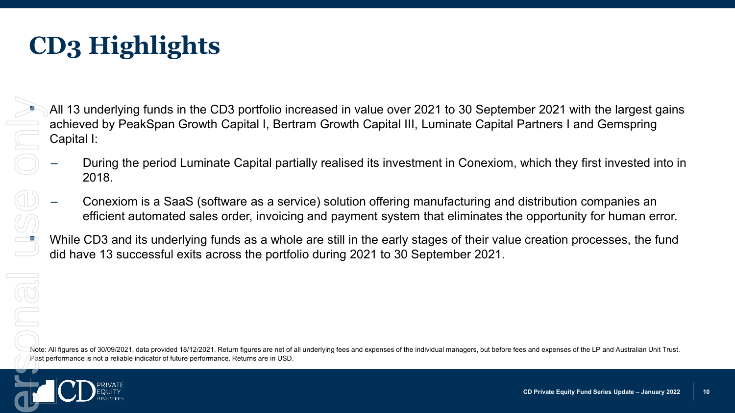# CD3 Highlights

- All 13 underlying funds in the CD3 portfolio increased in value over 2021 to 30 September 2021 with the largest gains achieved by PeakSpan Growth Capital I, Bertram Growth Capital III, Luminate Capital Partners I and Gemspring Capital I:
  - During the period Luminate Capital partially realised its investment in Conexiom, which they first invested into in 2018.
  - Conexiom is a SaaS (software as a service) solution offering manufacturing and distribution companies an efficient automated sales order, invoicing and payment system that eliminates the opportunity for human error.
- While CD3 and its underlying funds as a whole are still in the early stages of their value creation processes, the fund did have 13 successful exits across the portfolio during 2021 to 30 September 2021.

Note: All figures as of 30/09/2021, data provided 18/12/2021. Return figures are net of all underlying fees and expenses of the individual managers, but before fees and expenses of the LP and Australian Unit Trust. Past performance is not a reliable indicator of future performance. Returns are in USD.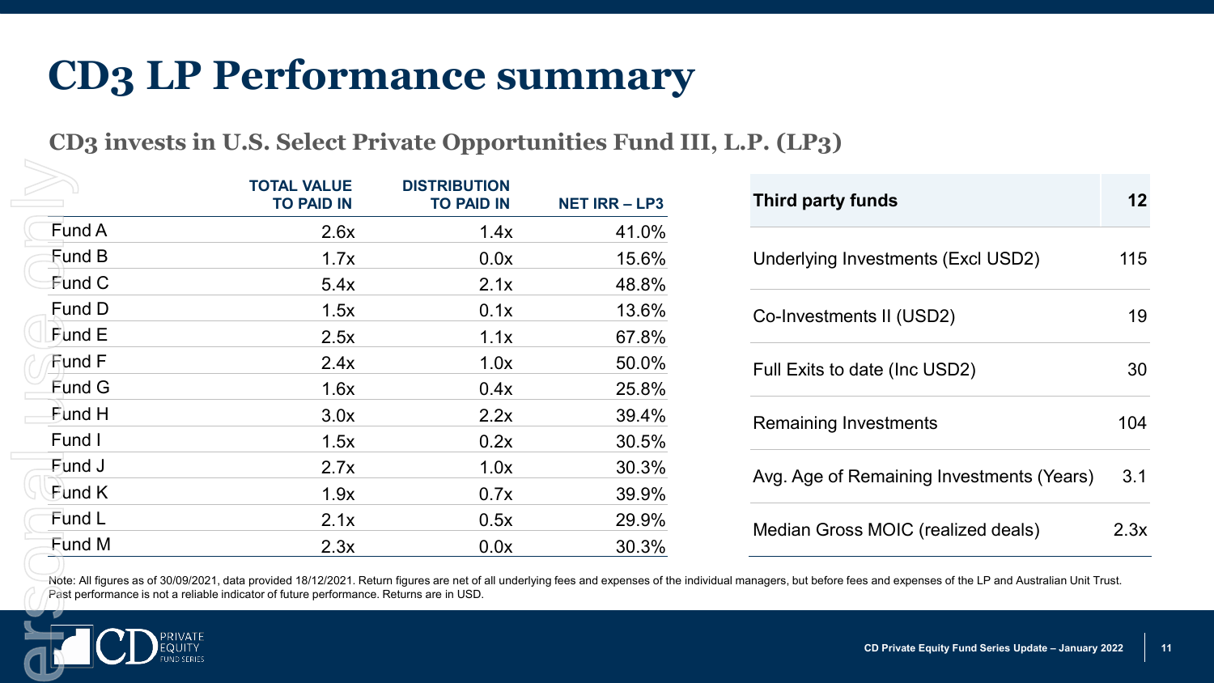# CD3 LP Performance summary

## CD3 invests in U.S. Select Private Opportunities Fund III, L.P. (LP3)

| | TOTAL VALUE TO PAID IN | DISTRIBUTION TO PAID IN | NET IRR – LP3 |
|---|---|---|---|
| Fund A | 2.6x | 1.4x | 41.0% |
| Fund B | 1.7x | 0.0x | 15.6% |
| Fund C | 5.4x | 2.1x | 48.8% |
| Fund D | 1.5x | 0.1x | 13.6% |
| Fund E | 2.5x | 1.1x | 67.8% |
| Fund F | 2.4x | 1.0x | 50.0% |
| Fund G | 1.6x | 0.4x | 25.8% |
| Fund H | 3.0x | 2.2x | 39.4% |
| Fund I | 1.5x | 0.2x | 30.5% |
| Fund J | 2.7x | 1.0x | 30.3% |
| Fund K | 1.9x | 0.7x | 39.9% |
| Fund L | 2.1x | 0.5x | 29.9% |
| Fund M | 2.3x | 0.0x | 30.3% |

| Third party funds | 12 |
|---|---|
| Underlying Investments (Excl USD2) | 115 |
| Co-Investments II (USD2) | 19 |
| Full Exits to date (Inc USD2) | 30 |
| Remaining Investments | 104 |
| Avg. Age of Remaining Investments (Years) | 3.1 |
| Median Gross MOIC (realized deals) | 2.3x |

Note: All figures as of 30/09/2021, data provided 18/12/2021. Return figures are net of all underlying fees and expenses of the individual managers, but before fees and expenses of the LP and Australian Unit Trust. Past performance is not a reliable indicator of future performance. Returns are in USD.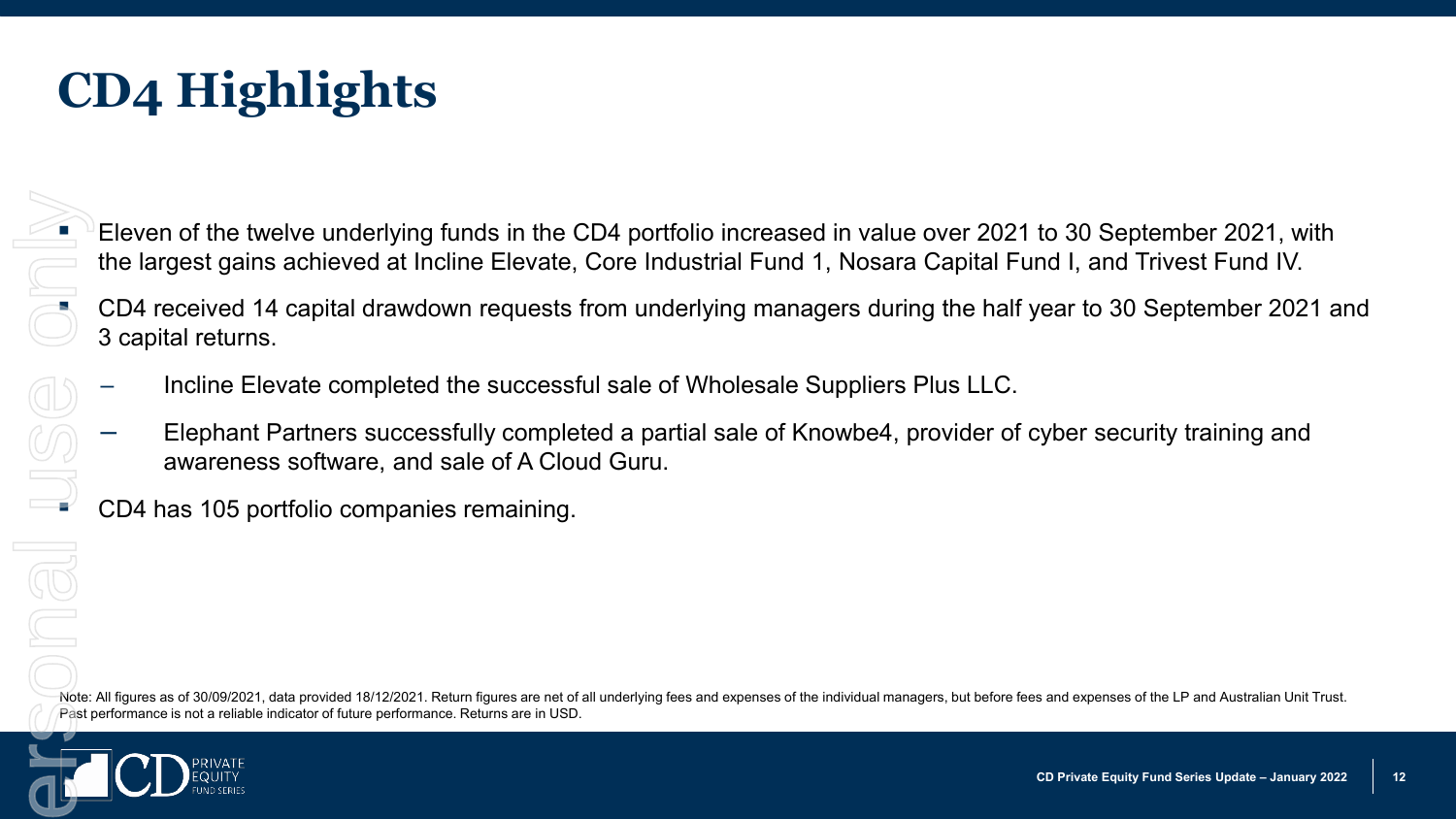# CD4 Highlights

- Eleven of the twelve underlying funds in the CD4 portfolio increased in value over 2021 to 30 September 2021, with the largest gains achieved at Incline Elevate, Core Industrial Fund 1, Nosara Capital Fund I, and Trivest Fund IV.
- CD4 received 14 capital drawdown requests from underlying managers during the half year to 30 September 2021 and 3 capital returns.
  - Incline Elevate completed the successful sale of Wholesale Suppliers Plus LLC.
  - Elephant Partners successfully completed a partial sale of Knowbe4, provider of cyber security training and awareness software, and sale of A Cloud Guru.
- CD4 has 105 portfolio companies remaining.

Note: All figures as of 30/09/2021, data provided 18/12/2021. Return figures are net of all underlying fees and expenses of the individual managers, but before fees and expenses of the LP and Australian Unit Trust. Past performance is not a reliable indicator of future performance. Returns are in USD.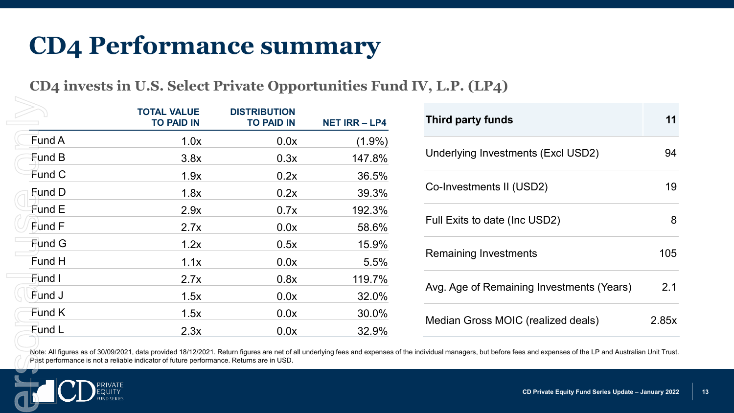# CD4 Performance summary

## CD4 invests in U.S. Select Private Opportunities Fund IV, L.P. (LP4)

| | TOTAL VALUE TO PAID IN | DISTRIBUTION TO PAID IN | NET IRR – LP4 |
|---|---|---|---|
| Fund A | 1.0x | 0.0x | (1.9%) |
| Fund B | 3.8x | 0.3x | 147.8% |
| Fund C | 1.9x | 0.2x | 36.5% |
| Fund D | 1.8x | 0.2x | 39.3% |
| Fund E | 2.9x | 0.7x | 192.3% |
| Fund F | 2.7x | 0.0x | 58.6% |
| Fund G | 1.2x | 0.5x | 15.9% |
| Fund H | 1.1x | 0.0x | 5.5% |
| Fund I | 2.7x | 0.8x | 119.7% |
| Fund J | 1.5x | 0.0x | 32.0% |
| Fund K | 1.5x | 0.0x | 30.0% |
| Fund L | 2.3x | 0.0x | 32.9% |

| Third party funds | 11 |
|---|---|
| Underlying Investments (Excl USD2) | 94 |
| Co-Investments II (USD2) | 19 |
| Full Exits to date (Inc USD2) | 8 |
| Remaining Investments | 105 |
| Avg. Age of Remaining Investments (Years) | 2.1 |
| Median Gross MOIC (realized deals) | 2.85x |

Note: All figures as of 30/09/2021, data provided 18/12/2021. Return figures are net of all underlying fees and expenses of the individual managers, but before fees and expenses of the LP and Australian Unit Trust. Past performance is not a reliable indicator of future performance. Returns are in USD.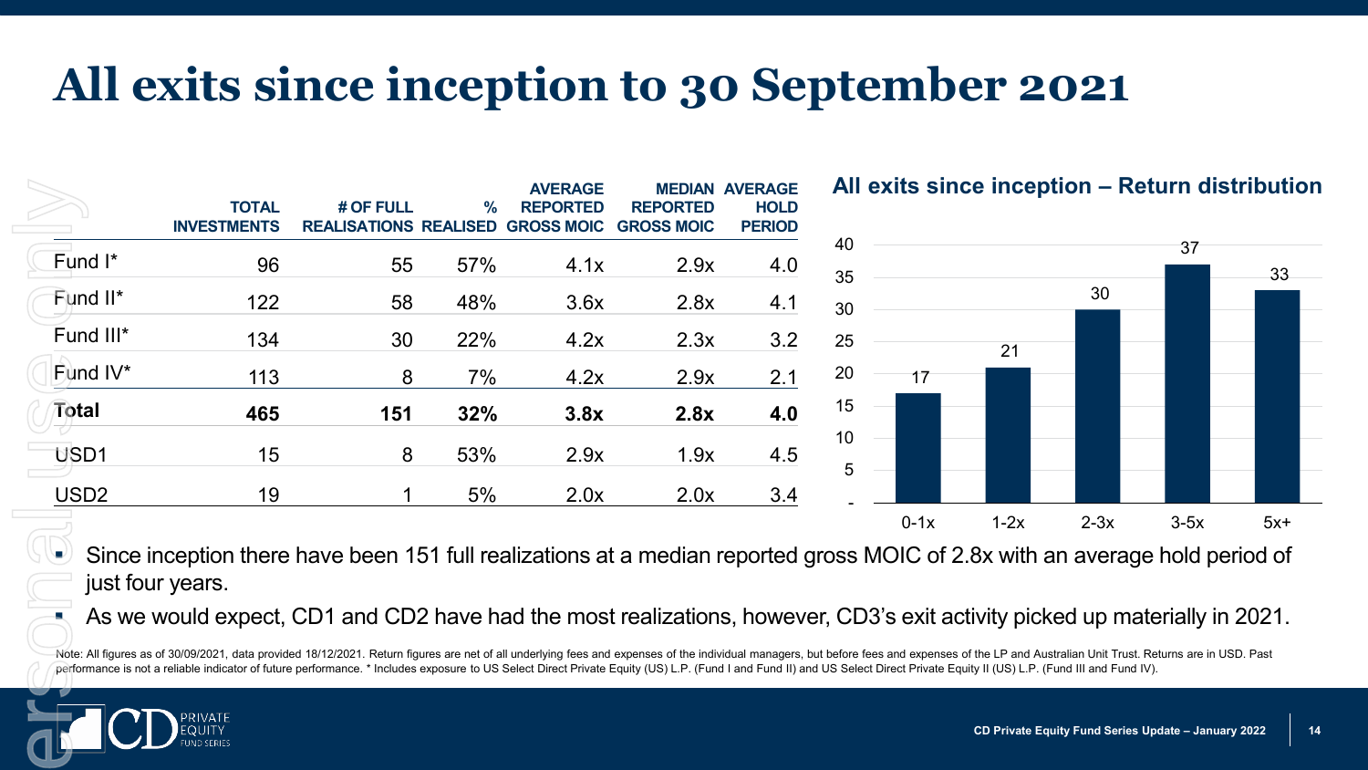# All exits since inception to 30 September 2021

|  | TOTAL INVESTMENTS | # OF FULL REALISATIONS | % REALISED | AVERAGE REPORTED GROSS MOIC | MEDIAN REPORTED GROSS MOIC | AVERAGE HOLD PERIOD |
|---|---|---|---|---|---|---|
| Fund I* | 96 | 55 | 57% | 4.1x | 2.9x | 4.0 |
| Fund II* | 122 | 58 | 48% | 3.6x | 2.8x | 4.1 |
| Fund III* | 134 | 30 | 22% | 4.2x | 2.3x | 3.2 |
| Fund IV* | 113 | 8 | 7% | 4.2x | 2.9x | 2.1 |
| **Total** | **465** | **151** | **32%** | **3.8x** | **2.8x** | **4.0** |
| USD1 | 15 | 8 | 53% | 2.9x | 1.9x | 4.5 |
| USD2 | 19 | 1 | 5% | 2.0x | 2.0x | 3.4 |

**All exits since inception – Return distribution**

| Return | Number of exits |
|---|---|
| 0-1x | 17 |
| 1-2x | 21 |
| 2-3x | 30 |
| 3-5x | 37 |
| 5x+ | 33 |

- Since inception there have been 151 full realizations at a median reported gross MOIC of 2.8x with an average hold period of just four years.
- As we would expect, CD1 and CD2 have had the most realizations, however, CD3's exit activity picked up materially in 2021.

Note: All figures as of 30/09/2021, data provided 18/12/2021. Return figures are net of all underlying fees and expenses of the individual managers, but before fees and expenses of the LP and Australian Unit Trust. Returns are in USD. Past performance is not a reliable indicator of future performance. * Includes exposure to US Select Direct Private Equity (US) L.P. (Fund I and Fund II) and US Select Direct Private Equity II (US) L.P. (Fund III and Fund IV).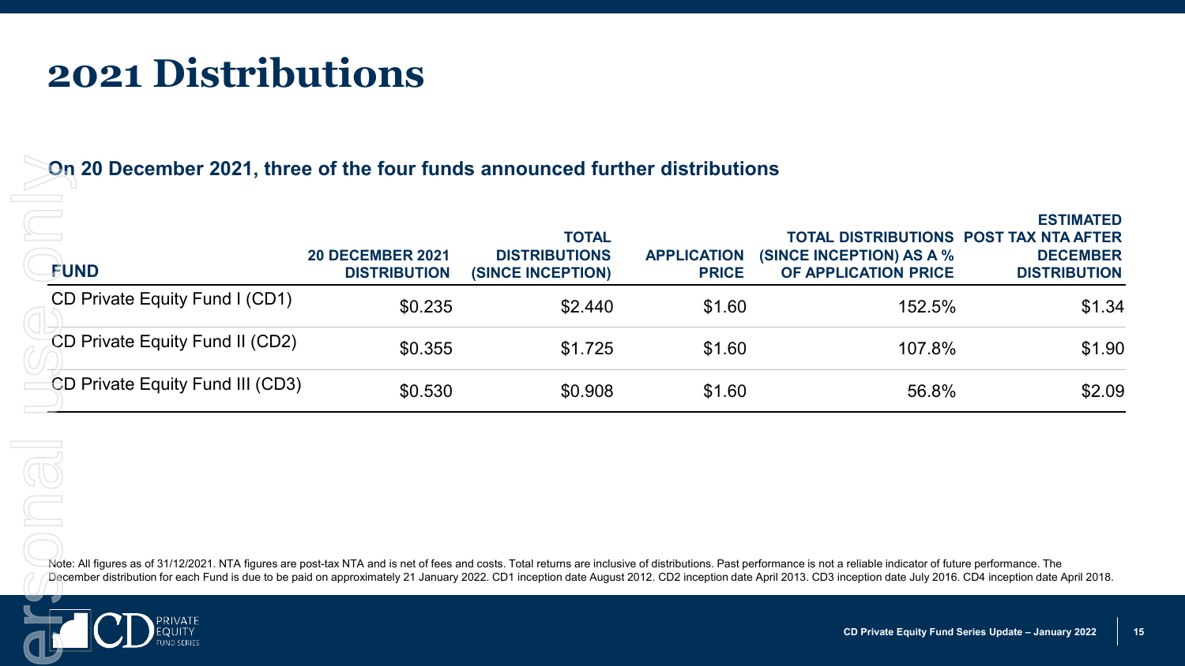# 2021 Distributions

**On 20 December 2021, three of the four funds announced further distributions**

| FUND | 20 DECEMBER 2021 DISTRIBUTION | TOTAL DISTRIBUTIONS (SINCE INCEPTION) | APPLICATION PRICE | TOTAL DISTRIBUTIONS (SINCE INCEPTION) AS A % OF APPLICATION PRICE | ESTIMATED POST TAX NTA AFTER DECEMBER DISTRIBUTION |
|---|---|---|---|---|---|
| CD Private Equity Fund I (CD1) | $0.235 | $2.440 | $1.60 | 152.5% | $1.34 |
| CD Private Equity Fund II (CD2) | $0.355 | $1.725 | $1.60 | 107.8% | $1.90 |
| CD Private Equity Fund III (CD3) | $0.530 | $0.908 | $1.60 | 56.8% | $2.09 |

Note: All figures as of 31/12/2021. NTA figures are post-tax NTA and is net of fees and costs. Total returns are inclusive of distributions. Past performance is not a reliable indicator of future performance. The December distribution for each Fund is due to be paid on approximately 21 January 2022. CD1 inception date August 2012. CD2 inception date April 2013. CD3 inception date July 2016. CD4 inception date April 2018.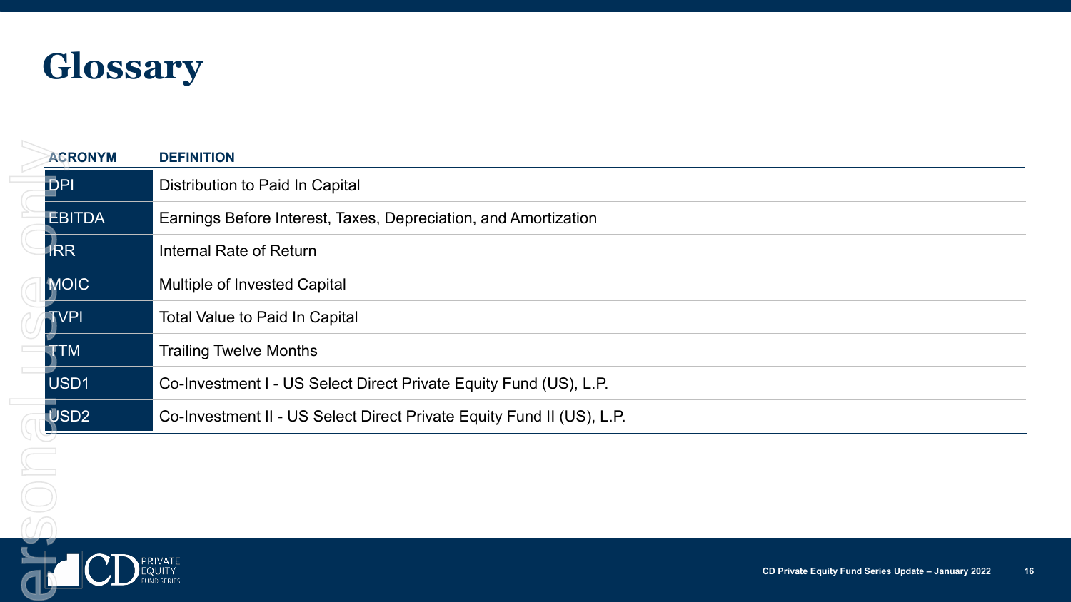# Glossary

| ACRONYM | DEFINITION |
|---|---|
| DPI | Distribution to Paid In Capital |
| EBITDA | Earnings Before Interest, Taxes, Depreciation, and Amortization |
| IRR | Internal Rate of Return |
| MOIC | Multiple of Invested Capital |
| TVPI | Total Value to Paid In Capital |
| TTM | Trailing Twelve Months |
| USD1 | Co-Investment I - US Select Direct Private Equity Fund (US), L.P. |
| USD2 | Co-Investment II - US Select Direct Private Equity Fund II (US), L.P. |